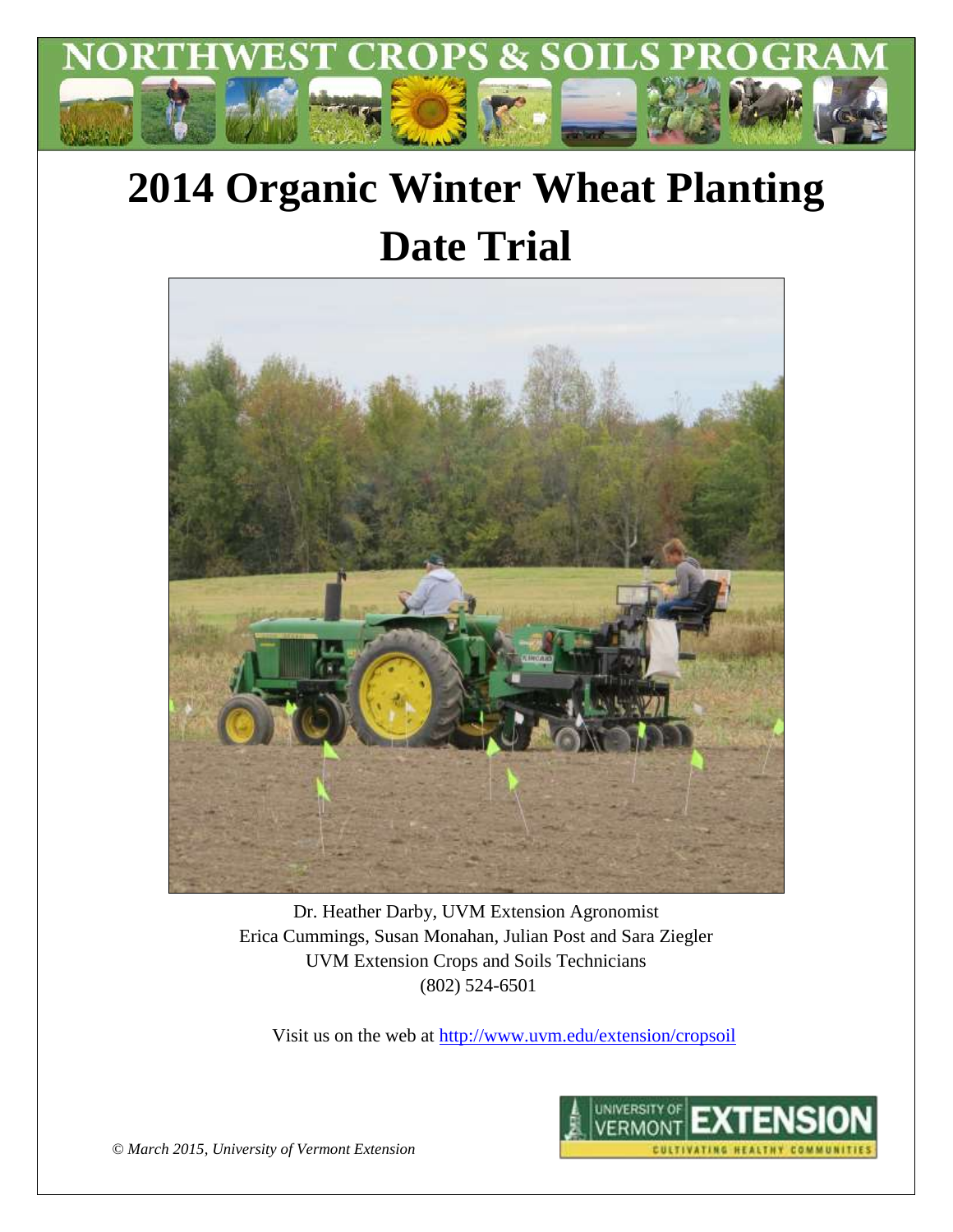NORTHWEST CROPS & SOILS PROGRAM

# 2014 Organic Winter Wheat Planting Date Trial

Dr. Heather Darby, UVM Extension Agronomist
Erica Cummings, Susan Monahan, Julian Post and Sara Ziegler
UVM Extension Crops and Soils Technicians
(802) 524-6501

Visit us on the web at http://www.uvm.edu/extension/cropsoil

*© March 2015, University of Vermont Extension*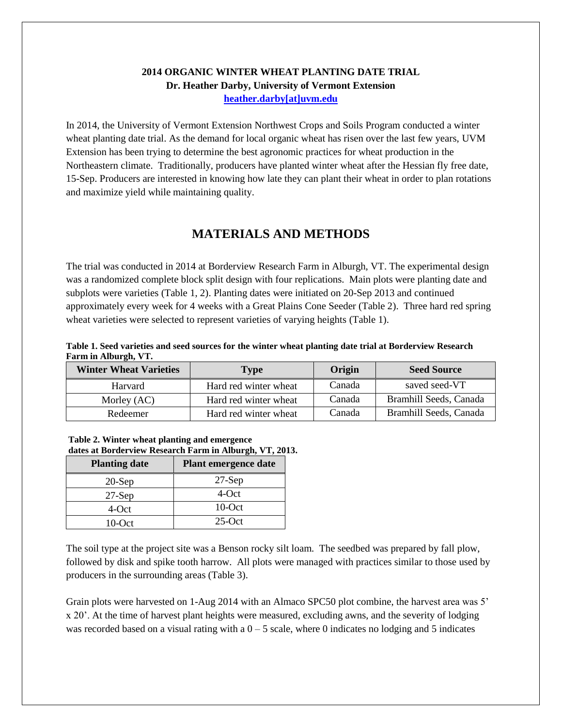**2014 ORGANIC WINTER WHEAT PLANTING DATE TRIAL**
**Dr. Heather Darby, University of Vermont Extension**
**heather.darby[at]uvm.edu**

In 2014, the University of Vermont Extension Northwest Crops and Soils Program conducted a winter wheat planting date trial. As the demand for local organic wheat has risen over the last few years, UVM Extension has been trying to determine the best agronomic practices for wheat production in the Northeastern climate. Traditionally, producers have planted winter wheat after the Hessian fly free date, 15-Sep. Producers are interested in knowing how late they can plant their wheat in order to plan rotations and maximize yield while maintaining quality.

## MATERIALS AND METHODS

The trial was conducted in 2014 at Borderview Research Farm in Alburgh, VT. The experimental design was a randomized complete block split design with four replications. Main plots were planting date and subplots were varieties (Table 1, 2). Planting dates were initiated on 20-Sep 2013 and continued approximately every week for 4 weeks with a Great Plains Cone Seeder (Table 2). Three hard red spring wheat varieties were selected to represent varieties of varying heights (Table 1).

**Table 1. Seed varieties and seed sources for the winter wheat planting date trial at Borderview Research Farm in Alburgh, VT.**

| Winter Wheat Varieties | Type | Origin | Seed Source |
|---|---|---|---|
| Harvard | Hard red winter wheat | Canada | saved seed-VT |
| Morley (AC) | Hard red winter wheat | Canada | Bramhill Seeds, Canada |
| Redeemer | Hard red winter wheat | Canada | Bramhill Seeds, Canada |

**Table 2. Winter wheat planting and emergence dates at Borderview Research Farm in Alburgh, VT, 2013.**

| Planting date | Plant emergence date |
|---|---|
| 20-Sep | 27-Sep |
| 27-Sep | 4-Oct |
| 4-Oct | 10-Oct |
| 10-Oct | 25-Oct |

The soil type at the project site was a Benson rocky silt loam. The seedbed was prepared by fall plow, followed by disk and spike tooth harrow. All plots were managed with practices similar to those used by producers in the surrounding areas (Table 3).

Grain plots were harvested on 1-Aug 2014 with an Almaco SPC50 plot combine, the harvest area was 5' x 20'. At the time of harvest plant heights were measured, excluding awns, and the severity of lodging was recorded based on a visual rating with a 0 – 5 scale, where 0 indicates no lodging and 5 indicates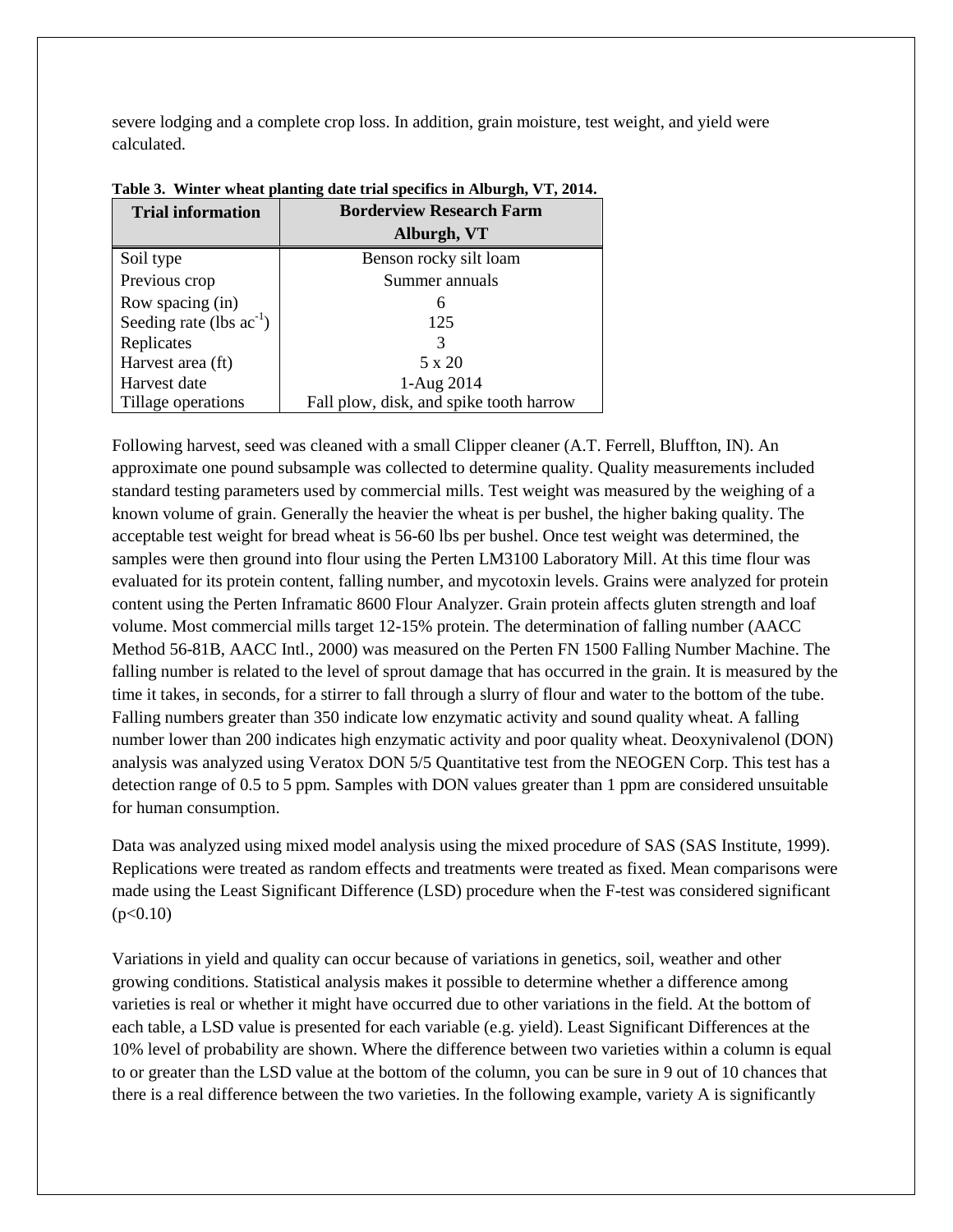severe lodging and a complete crop loss. In addition, grain moisture, test weight, and yield were calculated.

**Table 3. Winter wheat planting date trial specifics in Alburgh, VT, 2014.**

| Trial information | Borderview Research Farm Alburgh, VT |
|---|---|
| Soil type | Benson rocky silt loam |
| Previous crop | Summer annuals |
| Row spacing (in) | 6 |
| Seeding rate (lbs $ac^{-1}$) | 125 |
| Replicates | 3 |
| Harvest area (ft) | 5 x 20 |
| Harvest date | 1-Aug 2014 |
| Tillage operations | Fall plow, disk, and spike tooth harrow |

Following harvest, seed was cleaned with a small Clipper cleaner (A.T. Ferrell, Bluffton, IN). An approximate one pound subsample was collected to determine quality. Quality measurements included standard testing parameters used by commercial mills. Test weight was measured by the weighing of a known volume of grain. Generally the heavier the wheat is per bushel, the higher baking quality. The acceptable test weight for bread wheat is 56-60 lbs per bushel. Once test weight was determined, the samples were then ground into flour using the Perten LM3100 Laboratory Mill. At this time flour was evaluated for its protein content, falling number, and mycotoxin levels. Grains were analyzed for protein content using the Perten Inframatic 8600 Flour Analyzer. Grain protein affects gluten strength and loaf volume. Most commercial mills target 12-15% protein. The determination of falling number (AACC Method 56-81B, AACC Intl., 2000) was measured on the Perten FN 1500 Falling Number Machine. The falling number is related to the level of sprout damage that has occurred in the grain. It is measured by the time it takes, in seconds, for a stirrer to fall through a slurry of flour and water to the bottom of the tube. Falling numbers greater than 350 indicate low enzymatic activity and sound quality wheat. A falling number lower than 200 indicates high enzymatic activity and poor quality wheat. Deoxynivalenol (DON) analysis was analyzed using Veratox DON 5/5 Quantitative test from the NEOGEN Corp. This test has a detection range of 0.5 to 5 ppm. Samples with DON values greater than 1 ppm are considered unsuitable for human consumption.

Data was analyzed using mixed model analysis using the mixed procedure of SAS (SAS Institute, 1999). Replications were treated as random effects and treatments were treated as fixed. Mean comparisons were made using the Least Significant Difference (LSD) procedure when the F-test was considered significant ($p<0.10$)

Variations in yield and quality can occur because of variations in genetics, soil, weather and other growing conditions. Statistical analysis makes it possible to determine whether a difference among varieties is real or whether it might have occurred due to other variations in the field. At the bottom of each table, a LSD value is presented for each variable (e.g. yield). Least Significant Differences at the 10% level of probability are shown. Where the difference between two varieties within a column is equal to or greater than the LSD value at the bottom of the column, you can be sure in 9 out of 10 chances that there is a real difference between the two varieties. In the following example, variety A is significantly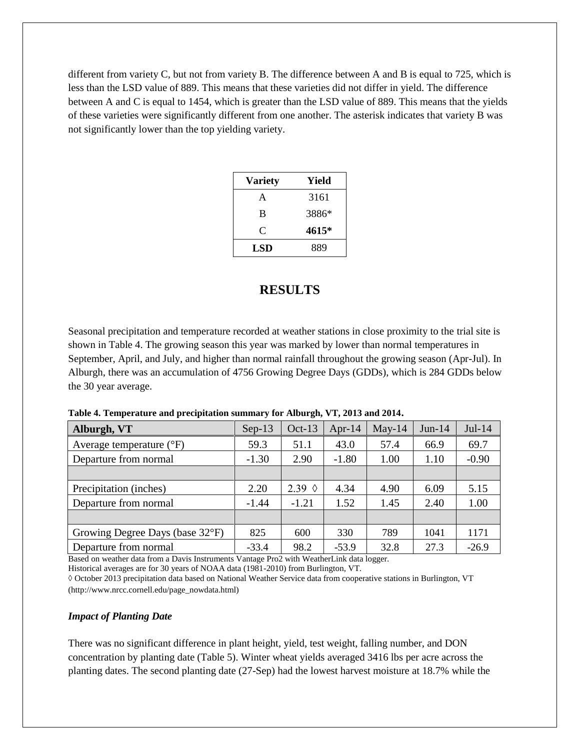different from variety C, but not from variety B. The difference between A and B is equal to 725, which is less than the LSD value of 889. This means that these varieties did not differ in yield. The difference between A and C is equal to 1454, which is greater than the LSD value of 889. This means that the yields of these varieties were significantly different from one another. The asterisk indicates that variety B was not significantly lower than the top yielding variety.

| Variety | Yield |
|---|---|
| A | 3161 |
| B | 3886* |
| C | **4615*** |
| **LSD** | 889 |

## RESULTS

Seasonal precipitation and temperature recorded at weather stations in close proximity to the trial site is shown in Table 4. The growing season this year was marked by lower than normal temperatures in September, April, and July, and higher than normal rainfall throughout the growing season (Apr-Jul). In Alburgh, there was an accumulation of 4756 Growing Degree Days (GDDs), which is 284 GDDs below the 30 year average.

**Table 4. Temperature and precipitation summary for Alburgh, VT, 2013 and 2014.**

| Alburgh, VT | Sep-13 | Oct-13 | Apr-14 | May-14 | Jun-14 | Jul-14 |
|---|---|---|---|---|---|---|
| Average temperature (°F) | 59.3 | 51.1 | 43.0 | 57.4 | 66.9 | 69.7 |
| Departure from normal | -1.30 | 2.90 | -1.80 | 1.00 | 1.10 | -0.90 |
| | | | | | | |
| Precipitation (inches) | 2.20 | 2.39 ◊ | 4.34 | 4.90 | 6.09 | 5.15 |
| Departure from normal | -1.44 | -1.21 | 1.52 | 1.45 | 2.40 | 1.00 |
| | | | | | | |
| Growing Degree Days (base 32°F) | 825 | 600 | 330 | 789 | 1041 | 1171 |
| Departure from normal | -33.4 | 98.2 | -53.9 | 32.8 | 27.3 | -26.9 |

Based on weather data from a Davis Instruments Vantage Pro2 with WeatherLink data logger.
Historical averages are for 30 years of NOAA data (1981-2010) from Burlington, VT.
◊ October 2013 precipitation data based on National Weather Service data from cooperative stations in Burlington, VT (http://www.nrcc.cornell.edu/page_nowdata.html)

### *Impact of Planting Date*

There was no significant difference in plant height, yield, test weight, falling number, and DON concentration by planting date (Table 5). Winter wheat yields averaged 3416 lbs per acre across the planting dates. The second planting date (27-Sep) had the lowest harvest moisture at 18.7% while the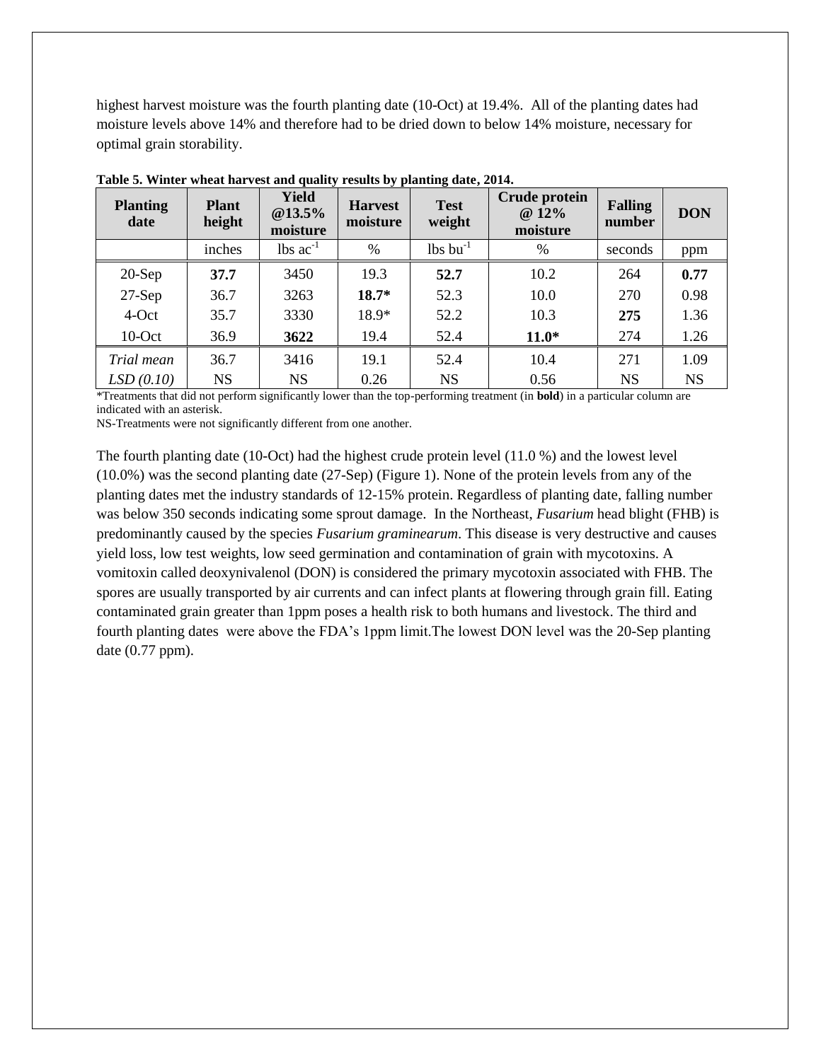highest harvest moisture was the fourth planting date (10-Oct) at 19.4%. All of the planting dates had moisture levels above 14% and therefore had to be dried down to below 14% moisture, necessary for optimal grain storability.

**Table 5. Winter wheat harvest and quality results by planting date, 2014.**

| Planting date | Plant height | Yield @13.5% moisture | Harvest moisture | Test weight | Crude protein @ 12% moisture | Falling number | DON |
|---|---|---|---|---|---|---|---|
| | inches | lbs ac$^{-1}$ | % | lbs bu$^{-1}$ | % | seconds | ppm |
| 20-Sep | **37.7** | 3450 | 19.3 | **52.7** | 10.2 | 264 | **0.77** |
| 27-Sep | 36.7 | 3263 | **18.7*** | 52.3 | 10.0 | 270 | 0.98 |
| 4-Oct | 35.7 | 3330 | 18.9* | 52.2 | 10.3 | **275** | 1.36 |
| 10-Oct | 36.9 | **3622** | 19.4 | 52.4 | **11.0*** | 274 | 1.26 |
| *Trial mean* | 36.7 | 3416 | 19.1 | 52.4 | 10.4 | 271 | 1.09 |
| *LSD (0.10)* | NS | NS | 0.26 | NS | 0.56 | NS | NS |

*Treatments that did not perform significantly lower than the top-performing treatment (in **bold**) in a particular column are indicated with an asterisk.

NS-Treatments were not significantly different from one another.

The fourth planting date (10-Oct) had the highest crude protein level (11.0 %) and the lowest level (10.0%) was the second planting date (27-Sep) (Figure 1). None of the protein levels from any of the planting dates met the industry standards of 12-15% protein. Regardless of planting date, falling number was below 350 seconds indicating some sprout damage. In the Northeast, *Fusarium* head blight (FHB) is predominantly caused by the species *Fusarium graminearum*. This disease is very destructive and causes yield loss, low test weights, low seed germination and contamination of grain with mycotoxins. A vomitoxin called deoxynivalenol (DON) is considered the primary mycotoxin associated with FHB. The spores are usually transported by air currents and can infect plants at flowering through grain fill. Eating contaminated grain greater than 1ppm poses a health risk to both humans and livestock. The third and fourth planting dates were above the FDA's 1ppm limit.The lowest DON level was the 20-Sep planting date (0.77 ppm).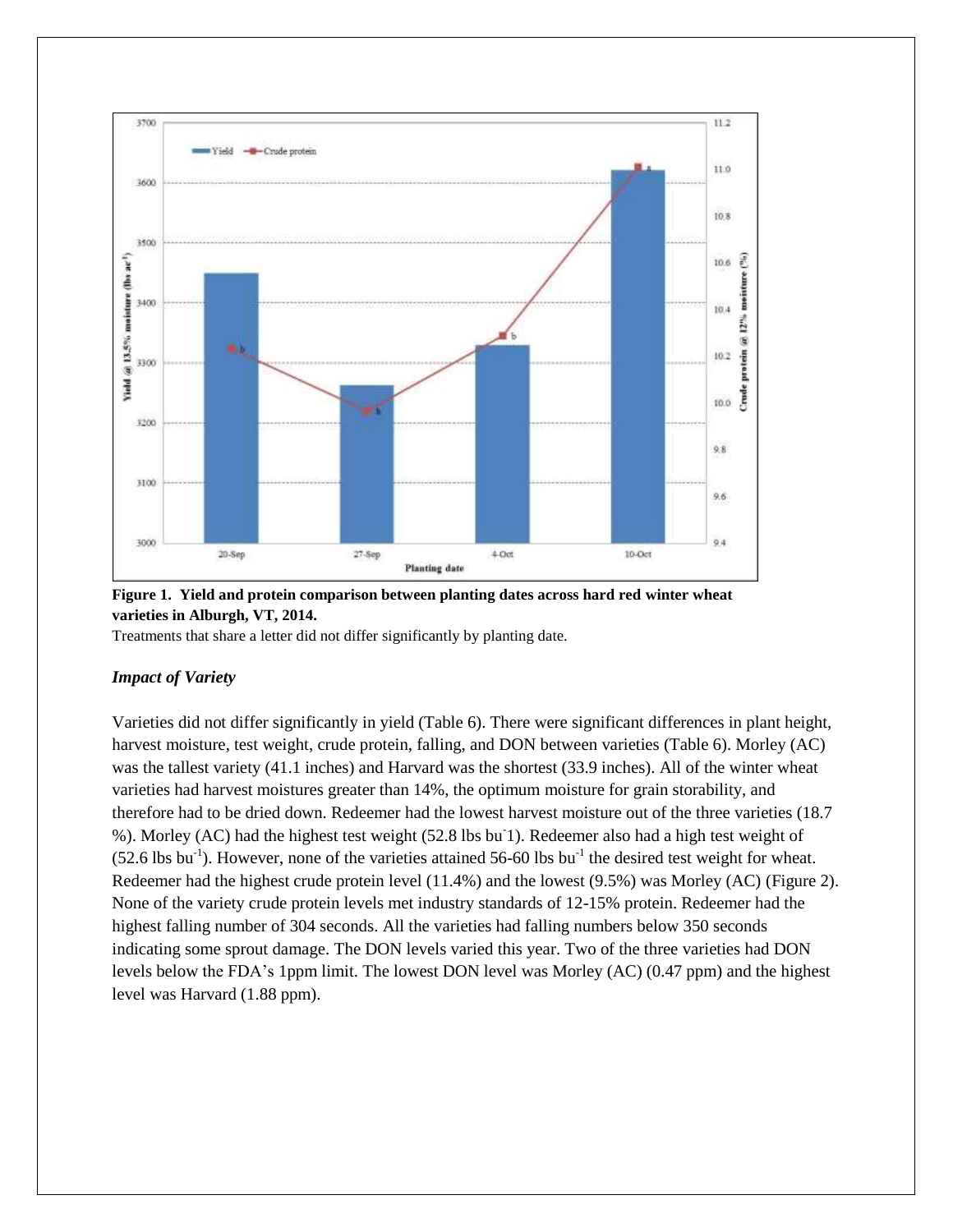**Figure 1. Yield and protein comparison between planting dates across hard red winter wheat varieties in Alburgh, VT, 2014.**

Treatments that share a letter did not differ significantly by planting date.

### *Impact of Variety*

Varieties did not differ significantly in yield (Table 6). There were significant differences in plant height, harvest moisture, test weight, crude protein, falling, and DON between varieties (Table 6). Morley (AC) was the tallest variety (41.1 inches) and Harvard was the shortest (33.9 inches). All of the winter wheat varieties had harvest moistures greater than 14%, the optimum moisture for grain storability, and therefore had to be dried down. Redeemer had the lowest harvest moisture out of the three varieties (18.7 %). Morley (AC) had the highest test weight (52.8 lbs bu$^{-}$1). Redeemer also had a high test weight of (52.6 lbs bu$^{-1}$). However, none of the varieties attained 56-60 lbs bu$^{-1}$ the desired test weight for wheat. Redeemer had the highest crude protein level (11.4%) and the lowest (9.5%) was Morley (AC) (Figure 2). None of the variety crude protein levels met industry standards of 12-15% protein. Redeemer had the highest falling number of 304 seconds. All the varieties had falling numbers below 350 seconds indicating some sprout damage. The DON levels varied this year. Two of the three varieties had DON levels below the FDA's 1ppm limit. The lowest DON level was Morley (AC) (0.47 ppm) and the highest level was Harvard (1.88 ppm).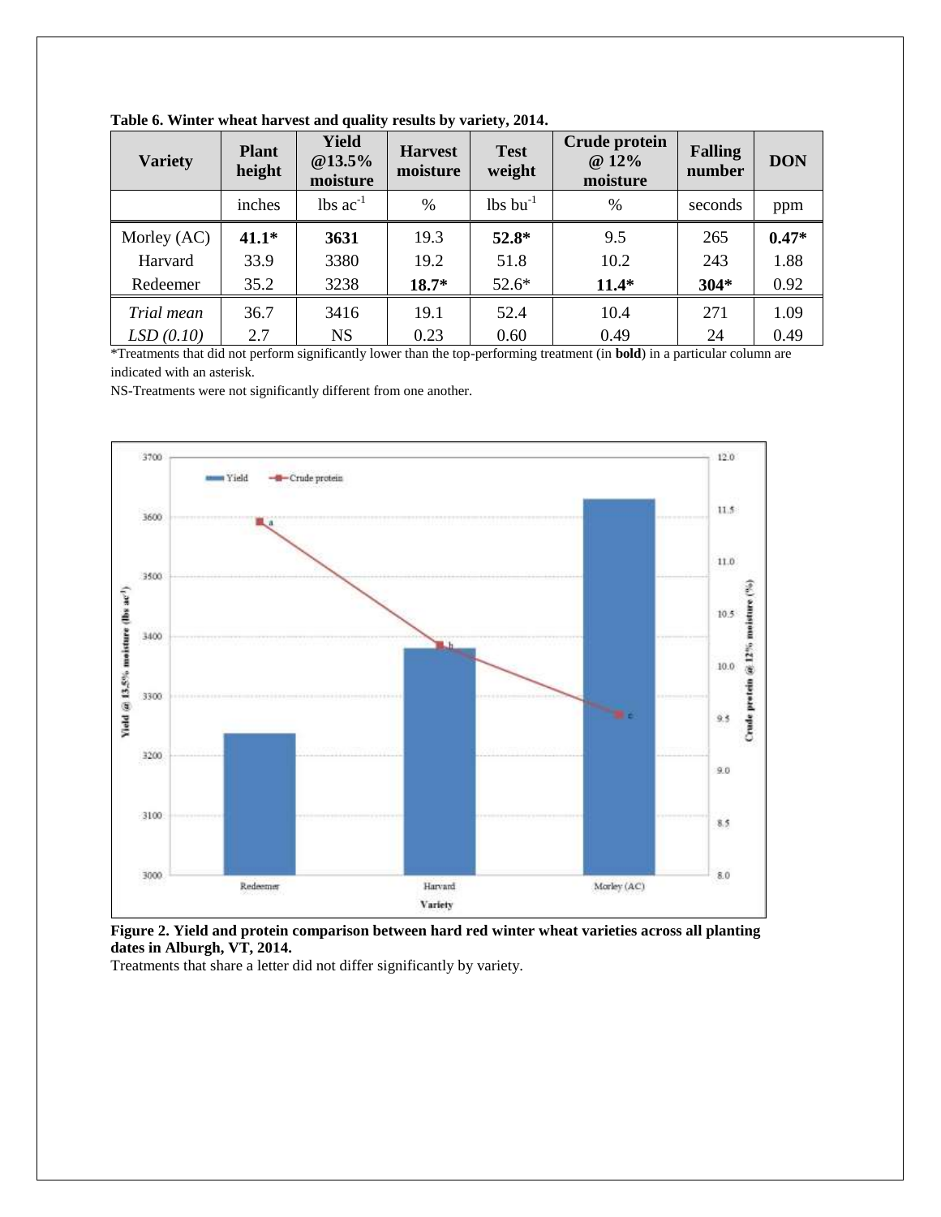**Table 6. Winter wheat harvest and quality results by variety, 2014.**

| Variety | Plant height | Yield @13.5% moisture | Harvest moisture | Test weight | Crude protein @ 12% moisture | Falling number | DON |
|---|---|---|---|---|---|---|---|
| | inches | lbs $ac^{-1}$ | % | lbs $bu^{-1}$ | % | seconds | ppm |
| Morley (AC) | **41.1*** | **3631** | 19.3 | **52.8*** | 9.5 | 265 | **0.47*** |
| Harvard | 33.9 | 3380 | 19.2 | 51.8 | 10.2 | 243 | 1.88 |
| Redeemer | 35.2 | 3238 | **18.7*** | 52.6* | **11.4*** | **304*** | 0.92 |
| *Trial mean* | 36.7 | 3416 | 19.1 | 52.4 | 10.4 | 271 | 1.09 |
| *LSD (0.10)* | 2.7 | NS | 0.23 | 0.60 | 0.49 | 24 | 0.49 |

*Treatments that did not perform significantly lower than the top-performing treatment (in **bold**) in a particular column are indicated with an asterisk.

NS-Treatments were not significantly different from one another.

**Figure 2. Yield and protein comparison between hard red winter wheat varieties across all planting dates in Alburgh, VT, 2014.**

Treatments that share a letter did not differ significantly by variety.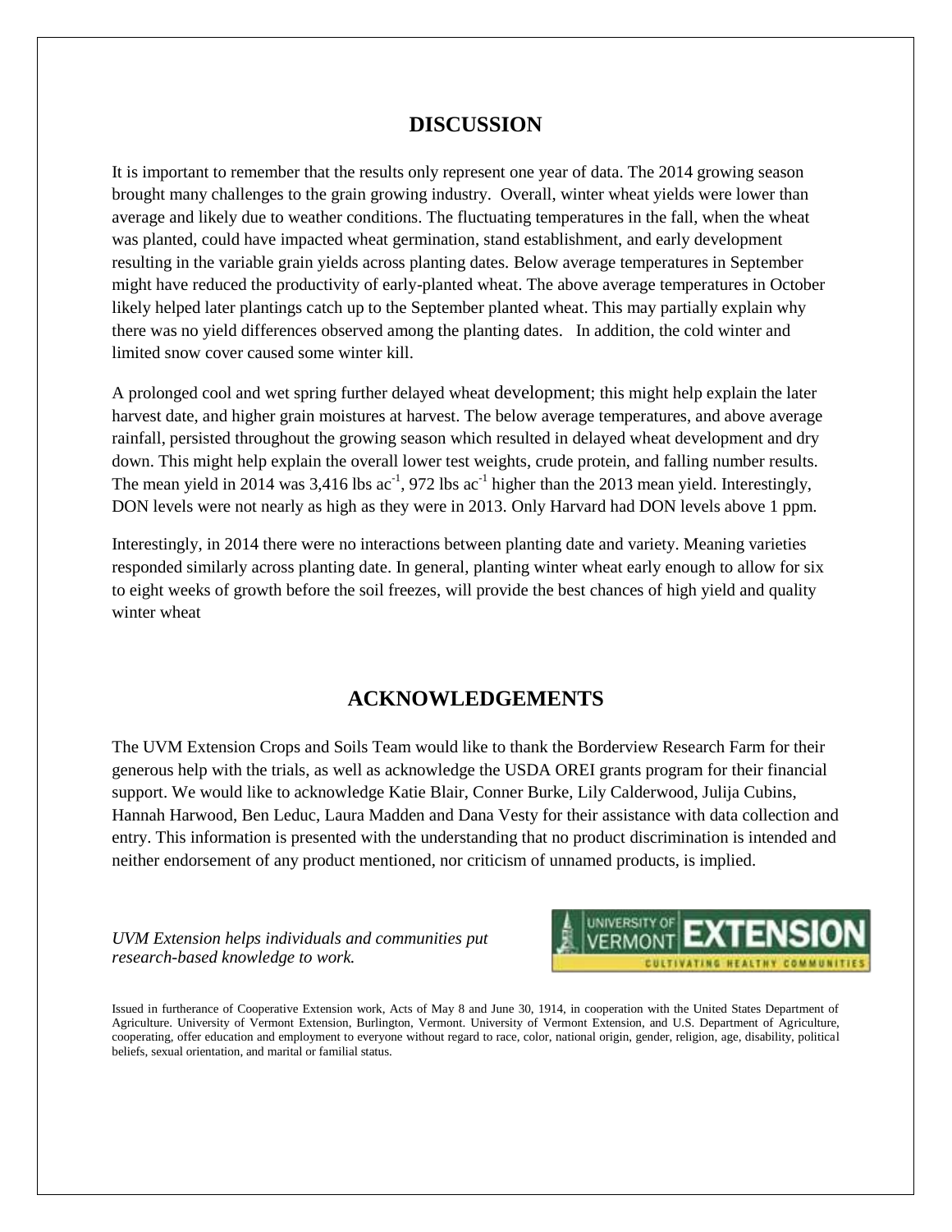## DISCUSSION

It is important to remember that the results only represent one year of data. The 2014 growing season brought many challenges to the grain growing industry. Overall, winter wheat yields were lower than average and likely due to weather conditions. The fluctuating temperatures in the fall, when the wheat was planted, could have impacted wheat germination, stand establishment, and early development resulting in the variable grain yields across planting dates. Below average temperatures in September might have reduced the productivity of early-planted wheat. The above average temperatures in October likely helped later plantings catch up to the September planted wheat. This may partially explain why there was no yield differences observed among the planting dates. In addition, the cold winter and limited snow cover caused some winter kill.

A prolonged cool and wet spring further delayed wheat development; this might help explain the later harvest date, and higher grain moistures at harvest. The below average temperatures, and above average rainfall, persisted throughout the growing season which resulted in delayed wheat development and dry down. This might help explain the overall lower test weights, crude protein, and falling number results. The mean yield in 2014 was 3,416 lbs $ac^{-1}$, 972 lbs $ac^{-1}$ higher than the 2013 mean yield. Interestingly, DON levels were not nearly as high as they were in 2013. Only Harvard had DON levels above 1 ppm.

Interestingly, in 2014 there were no interactions between planting date and variety. Meaning varieties responded similarly across planting date. In general, planting winter wheat early enough to allow for six to eight weeks of growth before the soil freezes, will provide the best chances of high yield and quality winter wheat

## ACKNOWLEDGEMENTS

The UVM Extension Crops and Soils Team would like to thank the Borderview Research Farm for their generous help with the trials, as well as acknowledge the USDA OREI grants program for their financial support. We would like to acknowledge Katie Blair, Conner Burke, Lily Calderwood, Julija Cubins, Hannah Harwood, Ben Leduc, Laura Madden and Dana Vesty for their assistance with data collection and entry. This information is presented with the understanding that no product discrimination is intended and neither endorsement of any product mentioned, nor criticism of unnamed products, is implied.

*UVM Extension helps individuals and communities put research-based knowledge to work.*

UNIVERSITY OF VERMONT EXTENSION
CULTIVATING HEALTHY COMMUNITIES

Issued in furtherance of Cooperative Extension work, Acts of May 8 and June 30, 1914, in cooperation with the United States Department of Agriculture. University of Vermont Extension, Burlington, Vermont. University of Vermont Extension, and U.S. Department of Agriculture, cooperating, offer education and employment to everyone without regard to race, color, national origin, gender, religion, age, disability, political beliefs, sexual orientation, and marital or familial status.